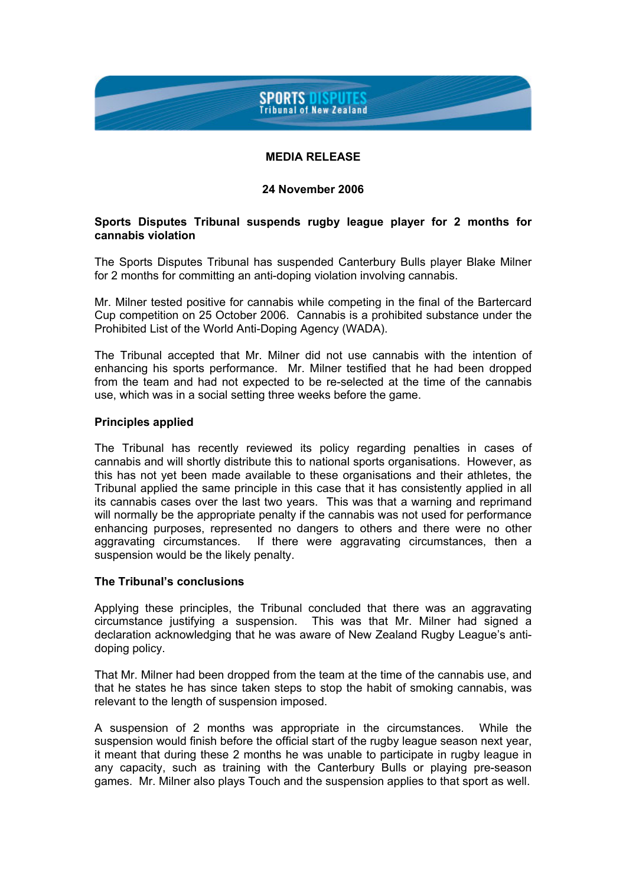SPORTS DISPUTES
Tribunal of New Zealand

**MEDIA RELEASE**

**24 November 2006**

## Sports Disputes Tribunal suspends rugby league player for 2 months for cannabis violation

The Sports Disputes Tribunal has suspended Canterbury Bulls player Blake Milner for 2 months for committing an anti-doping violation involving cannabis.

Mr. Milner tested positive for cannabis while competing in the final of the Bartercard Cup competition on 25 October 2006. Cannabis is a prohibited substance under the Prohibited List of the World Anti-Doping Agency (WADA).

The Tribunal accepted that Mr. Milner did not use cannabis with the intention of enhancing his sports performance. Mr. Milner testified that he had been dropped from the team and had not expected to be re-selected at the time of the cannabis use, which was in a social setting three weeks before the game.

### Principles applied

The Tribunal has recently reviewed its policy regarding penalties in cases of cannabis and will shortly distribute this to national sports organisations. However, as this has not yet been made available to these organisations and their athletes, the Tribunal applied the same principle in this case that it has consistently applied in all its cannabis cases over the last two years. This was that a warning and reprimand will normally be the appropriate penalty if the cannabis was not used for performance enhancing purposes, represented no dangers to others and there were no other aggravating circumstances. If there were aggravating circumstances, then a suspension would be the likely penalty.

### The Tribunal's conclusions

Applying these principles, the Tribunal concluded that there was an aggravating circumstance justifying a suspension. This was that Mr. Milner had signed a declaration acknowledging that he was aware of New Zealand Rugby League's anti-doping policy.

That Mr. Milner had been dropped from the team at the time of the cannabis use, and that he states he has since taken steps to stop the habit of smoking cannabis, was relevant to the length of suspension imposed.

A suspension of 2 months was appropriate in the circumstances. While the suspension would finish before the official start of the rugby league season next year, it meant that during these 2 months he was unable to participate in rugby league in any capacity, such as training with the Canterbury Bulls or playing pre-season games. Mr. Milner also plays Touch and the suspension applies to that sport as well.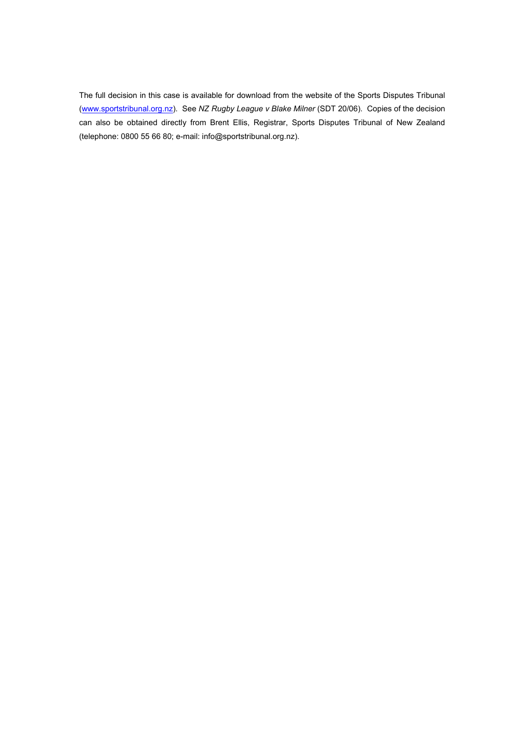The full decision in this case is available for download from the website of the Sports Disputes Tribunal ([www.sportstribunal.org.nz](http://www.sportstribunal.org.nz)). See *NZ Rugby League v Blake Milner* (SDT 20/06). Copies of the decision can also be obtained directly from Brent Ellis, Registrar, Sports Disputes Tribunal of New Zealand (telephone: 0800 55 66 80; e-mail: info@sportstribunal.org.nz).